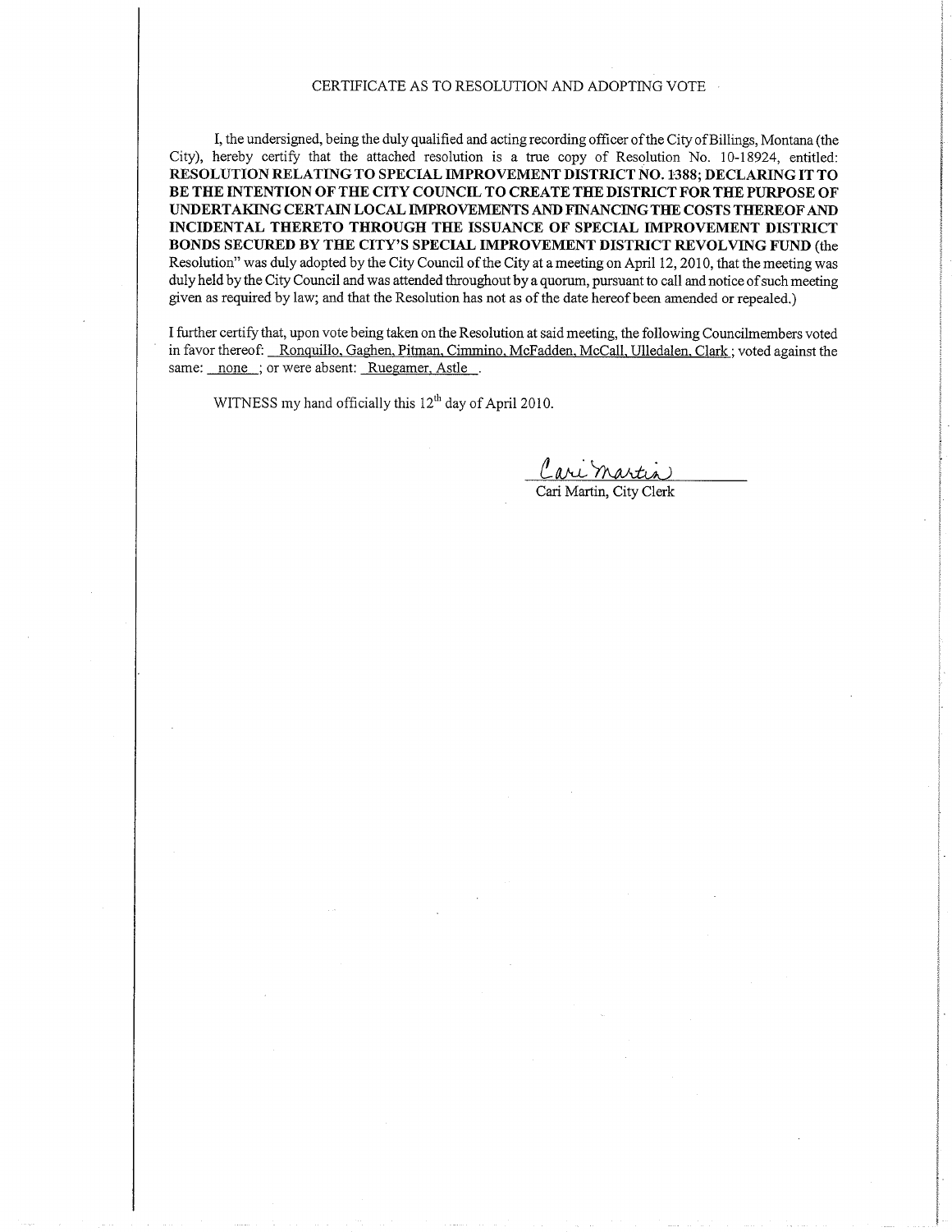# CERTIFICATE AS TO RESOLUTION AND ADOPTING VOTE

I, the undersigned, being the duly qualified and acting recording officer of the City of Billings, Montana (the City), hereby certify that the attached resolution is a true copy of Resolution No. 10-18924, entitled: **RESOLUTION RELATING TO SPECIAL IMPROVEMENT DISTRICT NO. 1388; DECLARING IT TO BE THE INTENTION OF THE CITY COUNCIL TO CREATE THE DISTRICT FOR THE PURPOSE OF UNDERTAKING CERTAIN LOCAL IMPROVEMENTS AND FINANCING THE COSTS THEREOF AND INCIDENTAL THERETO THROUGH THE ISSUANCE OF SPECIAL IMPROVEMENT DISTRICT BONDS SECURED BY THE CITY'S SPECIAL IMPROVEMENT DISTRICT REVOLVING FUND** (the Resolution" was duly adopted by the City Council of the City at a meeting on April 12, 2010, that the meeting was duly held by the City Council and was attended throughout by a quorum, pursuant to call and notice of such meeting given as required by law; and that the Resolution has not as of the date hereof been amended or repealed.)

I further certify that, upon vote being taken on the Resolution at said meeting, the following Councilmembers voted in favor thereof: Ronquillo, Gaghen, Pitman, Cimmino, McFadden, McCall, Ulledalen, Clark ; voted against the same: none ; or were absent: Ruegamer, Astle .

WITNESS my hand officially this 12th day of April 2010.

Cari Martin

Cari Martin, City Clerk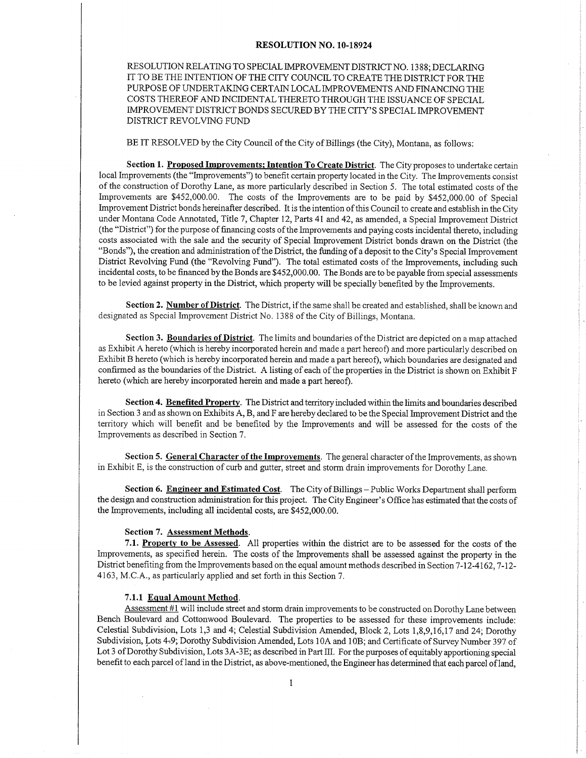# RESOLUTION NO. 10-18924

RESOLUTION RELATING TO SPECIAL IMPROVEMENT DISTRICT NO. 1388; DECLARING IT TO BE THE INTENTION OF THE CITY COUNCIL TO CREATE THE DISTRICT FOR THE PURPOSE OF UNDERTAKING CERTAIN LOCAL IMPROVEMENTS AND FINANCING THE COSTS THEREOF AND INCIDENTAL THERETO THROUGH THE ISSUANCE OF SPECIAL IMPROVEMENT DISTRICT BONDS SECURED BY THE CITY'S SPECIAL IMPROVEMENT DISTRICT REVOLVING FUND

BE IT RESOLVED by the City Council of the City of Billings (the City), Montana, as follows:

**Section 1. Proposed Improvements; Intention To Create District**. The City proposes to undertake certain local Improvements (the "Improvements") to benefit certain property located in the City. The Improvements consist of the construction of Dorothy Lane, as more particularly described in Section 5. The total estimated costs of the Improvements are $452,000.00. The costs of the Improvements are to be paid by $452,000.00 of Special Improvement District bonds hereinafter described. It is the intention of this Council to create and establish in the City under Montana Code Annotated, Title 7, Chapter 12, Parts 41 and 42, as amended, a Special Improvement District (the "District") for the purpose of financing costs of the Improvements and paying costs incidental thereto, including costs associated with the sale and the security of Special Improvement District bonds drawn on the District (the "Bonds"), the creation and administration of the District, the funding of a deposit to the City's Special Improvement District Revolving Fund (the "Revolving Fund"). The total estimated costs of the Improvements, including such incidental costs, to be financed by the Bonds are $452,000.00. The Bonds are to be payable from special assessments to be levied against property in the District, which property will be specially benefited by the Improvements.

**Section 2. Number of District**. The District, if the same shall be created and established, shall be known and designated as Special Improvement District No. 1388 of the City of Billings, Montana.

**Section 3. Boundaries of District**. The limits and boundaries of the District are depicted on a map attached as Exhibit A hereto (which is hereby incorporated herein and made a part hereof) and more particularly described on Exhibit B hereto (which is hereby incorporated herein and made a part hereof), which boundaries are designated and confirmed as the boundaries of the District. A listing of each of the properties in the District is shown on Exhibit F hereto (which are hereby incorporated herein and made a part hereof).

**Section 4. Benefited Property**. The District and territory included within the limits and boundaries described in Section 3 and as shown on Exhibits A, B, and F are hereby declared to be the Special Improvement District and the territory which will benefit and be benefited by the Improvements and will be assessed for the costs of the Improvements as described in Section 7.

**Section 5. General Character of the Improvements**. The general character of the Improvements, as shown in Exhibit E, is the construction of curb and gutter, street and storm drain improvements for Dorothy Lane.

**Section 6. Engineer and Estimated Cost**. The City of Billings – Public Works Department shall perform the design and construction administration for this project. The City Engineer's Office has estimated that the costs of the Improvements, including all incidental costs, are $452,000.00.

**Section 7. Assessment Methods**.

**7.1. Property to be Assessed**. All properties within the district are to be assessed for the costs of the Improvements, as specified herein. The costs of the Improvements shall be assessed against the property in the District benefiting from the Improvements based on the equal amount methods described in Section 7-12-4162, 7-12-4163, M.C.A., as particularly applied and set forth in this Section 7.

**7.1.1 Equal Amount Method**.

Assessment #1 will include street and storm drain improvements to be constructed on Dorothy Lane between Bench Boulevard and Cottonwood Boulevard. The properties to be assessed for these improvements include: Celestial Subdivision, Lots 1,3 and 4; Celestial Subdivision Amended, Block 2, Lots 1,8,9,16,17 and 24; Dorothy Subdivision, Lots 4-9; Dorothy Subdivision Amended, Lots 10A and 10B; and Certificate of Survey Number 397 of Lot 3 of Dorothy Subdivision, Lots 3A-3E; as described in Part III. For the purposes of equitably apportioning special benefit to each parcel of land in the District, as above-mentioned, the Engineer has determined that each parcel of land,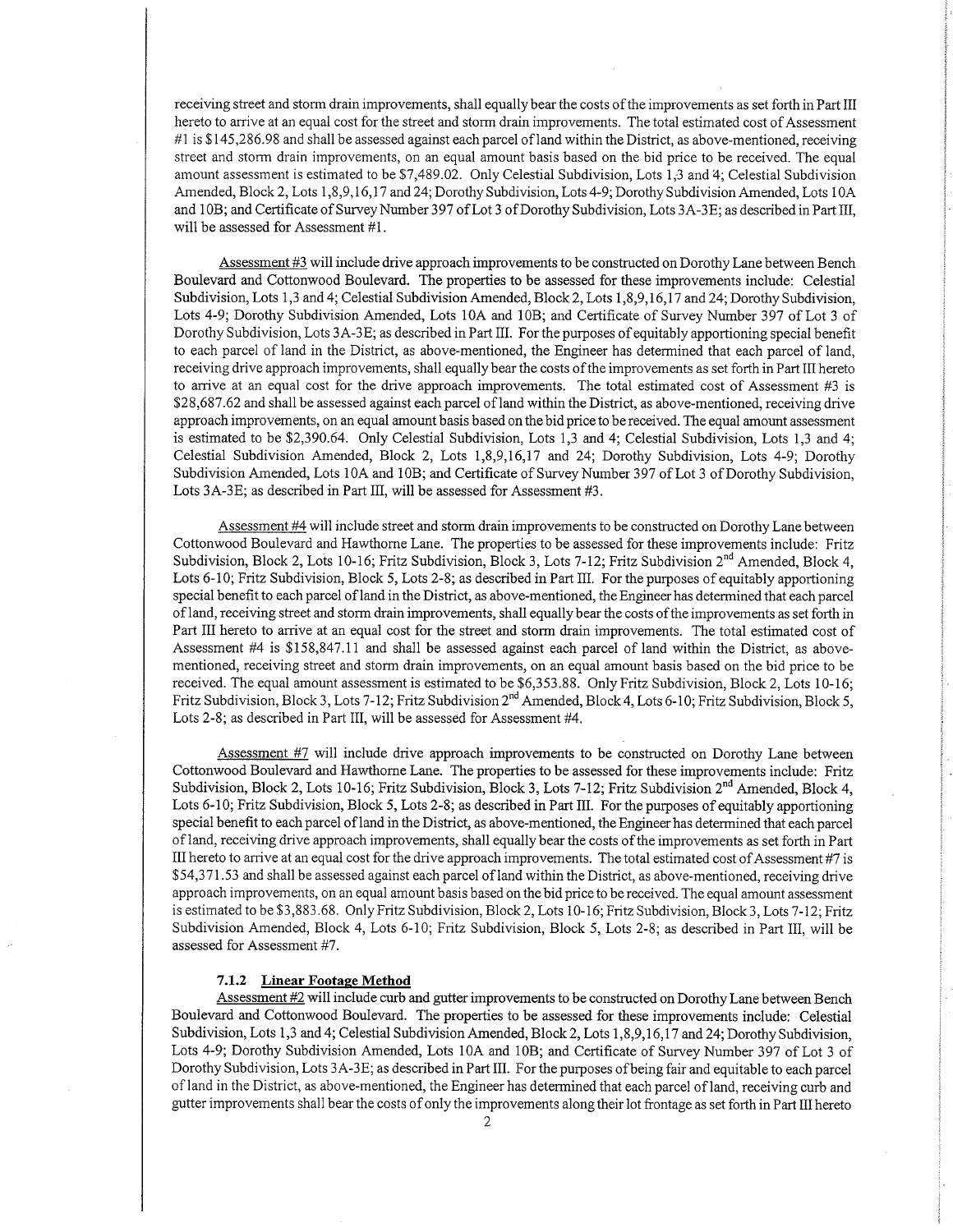receiving street and storm drain improvements, shall equally bear the costs of the improvements as set forth in Part III hereto to arrive at an equal cost for the street and storm drain improvements. The total estimated cost of Assessment #1 is $145,286.98 and shall be assessed against each parcel of land within the District, as above-mentioned, receiving street and storm drain improvements, on an equal amount basis based on the bid price to be received. The equal amount assessment is estimated to be $7,489.02. Only Celestial Subdivision, Lots 1,3 and 4; Celestial Subdivision Amended, Block 2, Lots 1,8,9,16,17 and 24; Dorothy Subdivision, Lots 4-9; Dorothy Subdivision Amended, Lots 10A and 10B; and Certificate of Survey Number 397 of Lot 3 of Dorothy Subdivision, Lots 3A-3E; as described in Part III, will be assessed for Assessment #1.

Assessment #3 will include drive approach improvements to be constructed on Dorothy Lane between Bench Boulevard and Cottonwood Boulevard. The properties to be assessed for these improvements include: Celestial Subdivision, Lots 1,3 and 4; Celestial Subdivision Amended, Block 2, Lots 1,8,9,16,17 and 24; Dorothy Subdivision, Lots 4-9; Dorothy Subdivision Amended, Lots 10A and 10B; and Certificate of Survey Number 397 of Lot 3 of Dorothy Subdivision, Lots 3A-3E; as described in Part III. For the purposes of equitably apportioning special benefit to each parcel of land in the District, as above-mentioned, the Engineer has determined that each parcel of land, receiving drive approach improvements, shall equally bear the costs of the improvements as set forth in Part III hereto to arrive at an equal cost for the drive approach improvements. The total estimated cost of Assessment #3 is $28,687.62 and shall be assessed against each parcel of land within the District, as above-mentioned, receiving drive approach improvements, on an equal amount basis based on the bid price to be received. The equal amount assessment is estimated to be $2,390.64. Only Celestial Subdivision, Lots 1,3 and 4; Celestial Subdivision, Lots 1,3 and 4; Celestial Subdivision Amended, Block 2, Lots 1,8,9,16,17 and 24; Dorothy Subdivision, Lots 4-9; Dorothy Subdivision Amended, Lots 10A and 10B; and Certificate of Survey Number 397 of Lot 3 of Dorothy Subdivision, Lots 3A-3E; as described in Part III, will be assessed for Assessment #3.

Assessment #4 will include street and storm drain improvements to be constructed on Dorothy Lane between Cottonwood Boulevard and Hawthorne Lane. The properties to be assessed for these improvements include: Fritz Subdivision, Block 2, Lots 10-16; Fritz Subdivision, Block 3, Lots 7-12; Fritz Subdivision 2nd Amended, Block 4, Lots 6-10; Fritz Subdivision, Block 5, Lots 2-8; as described in Part III. For the purposes of equitably apportioning special benefit to each parcel of land in the District, as above-mentioned, the Engineer has determined that each parcel of land, receiving street and storm drain improvements, shall equally bear the costs of the improvements as set forth in Part III hereto to arrive at an equal cost for the street and storm drain improvements. The total estimated cost of Assessment #4 is $158,847.11 and shall be assessed against each parcel of land within the District, as above-mentioned, receiving street and storm drain improvements, on an equal amount basis based on the bid price to be received. The equal amount assessment is estimated to be $6,353.88. Only Fritz Subdivision, Block 2, Lots 10-16; Fritz Subdivision, Block 3, Lots 7-12; Fritz Subdivision 2nd Amended, Block 4, Lots 6-10; Fritz Subdivision, Block 5, Lots 2-8; as described in Part III, will be assessed for Assessment #4.

Assessment #7 will include drive approach improvements to be constructed on Dorothy Lane between Cottonwood Boulevard and Hawthorne Lane. The properties to be assessed for these improvements include: Fritz Subdivision, Block 2, Lots 10-16; Fritz Subdivision, Block 3, Lots 7-12; Fritz Subdivision 2nd Amended, Block 4, Lots 6-10; Fritz Subdivision, Block 5, Lots 2-8; as described in Part III. For the purposes of equitably apportioning special benefit to each parcel of land in the District, as above-mentioned, the Engineer has determined that each parcel of land, receiving drive approach improvements, shall equally bear the costs of the improvements as set forth in Part III hereto to arrive at an equal cost for the drive approach improvements. The total estimated cost of Assessment #7 is $54,371.53 and shall be assessed against each parcel of land within the District, as above-mentioned, receiving drive approach improvements, on an equal amount basis based on the bid price to be received. The equal amount assessment is estimated to be $3,883.68. Only Fritz Subdivision, Block 2, Lots 10-16; Fritz Subdivision, Block 3, Lots 7-12; Fritz Subdivision Amended, Block 4, Lots 6-10; Fritz Subdivision, Block 5, Lots 2-8; as described in Part III, will be assessed for Assessment #7.

#### 7.1.2 Linear Footage Method

Assessment #2 will include curb and gutter improvements to be constructed on Dorothy Lane between Bench Boulevard and Cottonwood Boulevard. The properties to be assessed for these improvements include: Celestial Subdivision, Lots 1,3 and 4; Celestial Subdivision Amended, Block 2, Lots 1,8,9,16,17 and 24; Dorothy Subdivision, Lots 4-9; Dorothy Subdivision Amended, Lots 10A and 10B; and Certificate of Survey Number 397 of Lot 3 of Dorothy Subdivision, Lots 3A-3E; as described in Part III. For the purposes of being fair and equitable to each parcel of land in the District, as above-mentioned, the Engineer has determined that each parcel of land, receiving curb and gutter improvements shall bear the costs of only the improvements along their lot frontage as set forth in Part III hereto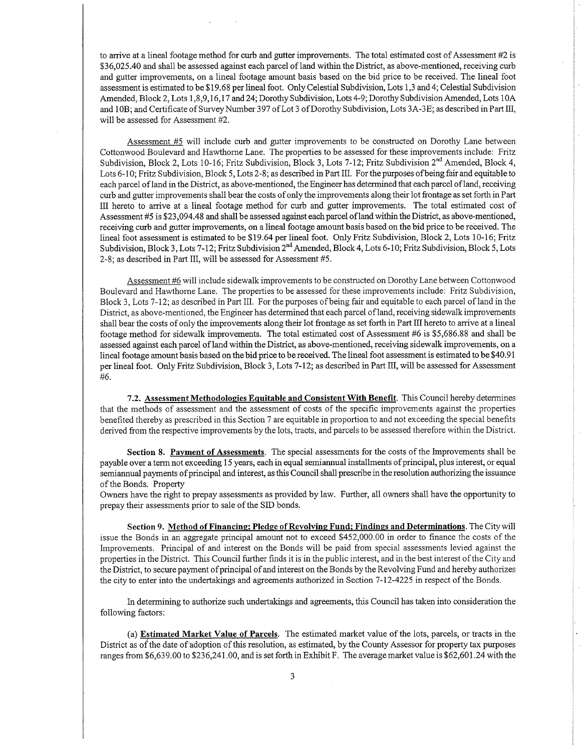to arrive at a lineal footage method for curb and gutter improvements. The total estimated cost of Assessment #2 is $36,025.40 and shall be assessed against each parcel of land within the District, as above-mentioned, receiving curb and gutter improvements, on a lineal footage amount basis based on the bid price to be received. The lineal foot assessment is estimated to be $19.68 per lineal foot. Only Celestial Subdivision, Lots 1,3 and 4; Celestial Subdivision Amended, Block 2, Lots 1,8,9,16,17 and 24; Dorothy Subdivision, Lots 4-9; Dorothy Subdivision Amended, Lots 10A and 10B; and Certificate of Survey Number 397 of Lot 3 of Dorothy Subdivision, Lots 3A-3E; as described in Part III, will be assessed for Assessment #2.

Assessment #5 will include curb and gutter improvements to be constructed on Dorothy Lane between Cottonwood Boulevard and Hawthorne Lane. The properties to be assessed for these improvements include: Fritz Subdivision, Block 2, Lots 10-16; Fritz Subdivision, Block 3, Lots 7-12; Fritz Subdivision 2nd Amended, Block 4, Lots 6-10; Fritz Subdivision, Block 5, Lots 2-8; as described in Part III. For the purposes of being fair and equitable to each parcel of land in the District, as above-mentioned, the Engineer has determined that each parcel of land, receiving curb and gutter improvements shall bear the costs of only the improvements along their lot frontage as set forth in Part III hereto to arrive at a lineal footage method for curb and gutter improvements. The total estimated cost of Assessment #5 is $23,094.48 and shall be assessed against each parcel of land within the District, as above-mentioned, receiving curb and gutter improvements, on a lineal footage amount basis based on the bid price to be received. The lineal foot assessment is estimated to be $19.64 per lineal foot. Only Fritz Subdivision, Block 2, Lots 10-16; Fritz Subdivision, Block 3, Lots 7-12; Fritz Subdivision 2nd Amended, Block 4, Lots 6-10; Fritz Subdivision, Block 5, Lots 2-8; as described in Part III, will be assessed for Assessment #5.

Assessment #6 will include sidewalk improvements to be constructed on Dorothy Lane between Cottonwood Boulevard and Hawthorne Lane. The properties to be assessed for these improvements include: Fritz Subdivision, Block 3, Lots 7-12; as described in Part III. For the purposes of being fair and equitable to each parcel of land in the District, as above-mentioned, the Engineer has determined that each parcel of land, receiving sidewalk improvements shall bear the costs of only the improvements along their lot frontage as set forth in Part III hereto to arrive at a lineal footage method for sidewalk improvements. The total estimated cost of Assessment #6 is $5,686.88 and shall be assessed against each parcel of land within the District, as above-mentioned, receiving sidewalk improvements, on a lineal footage amount basis based on the bid price to be received. The lineal foot assessment is estimated to be $40.91 per lineal foot. Only Fritz Subdivision, Block 3, Lots 7-12; as described in Part III, will be assessed for Assessment #6.

**7.2. Assessment Methodologies Equitable and Consistent With Benefit.** This Council hereby determines that the methods of assessment and the assessment of costs of the specific improvements against the properties benefited thereby as prescribed in this Section 7 are equitable in proportion to and not exceeding the special benefits derived from the respective improvements by the lots, tracts, and parcels to be assessed therefore within the District.

**Section 8. Payment of Assessments.** The special assessments for the costs of the Improvements shall be payable over a term not exceeding 15 years, each in equal semiannual installments of principal, plus interest, or equal semiannual payments of principal and interest, as this Council shall prescribe in the resolution authorizing the issuance of the Bonds. Property Owners have the right to prepay assessments as provided by law. Further, all owners shall have the opportunity to prepay their assessments prior to sale of the SID bonds.

**Section 9. Method of Financing; Pledge of Revolving Fund; Findings and Determinations.** The City will issue the Bonds in an aggregate principal amount not to exceed $452,000.00 in order to finance the costs of the Improvements. Principal of and interest on the Bonds will be paid from special assessments levied against the properties in the District. This Council further finds it is in the public interest, and in the best interest of the City and the District, to secure payment of principal of and interest on the Bonds by the Revolving Fund and hereby authorizes the city to enter into the undertakings and agreements authorized in Section 7-12-4225 in respect of the Bonds.

In determining to authorize such undertakings and agreements, this Council has taken into consideration the following factors:

(a) **Estimated Market Value of Parcels.** The estimated market value of the lots, parcels, or tracts in the District as of the date of adoption of this resolution, as estimated, by the County Assessor for property tax purposes ranges from $6,639.00 to $236,241.00, and is set forth in Exhibit F. The average market value is $62,601.24 with the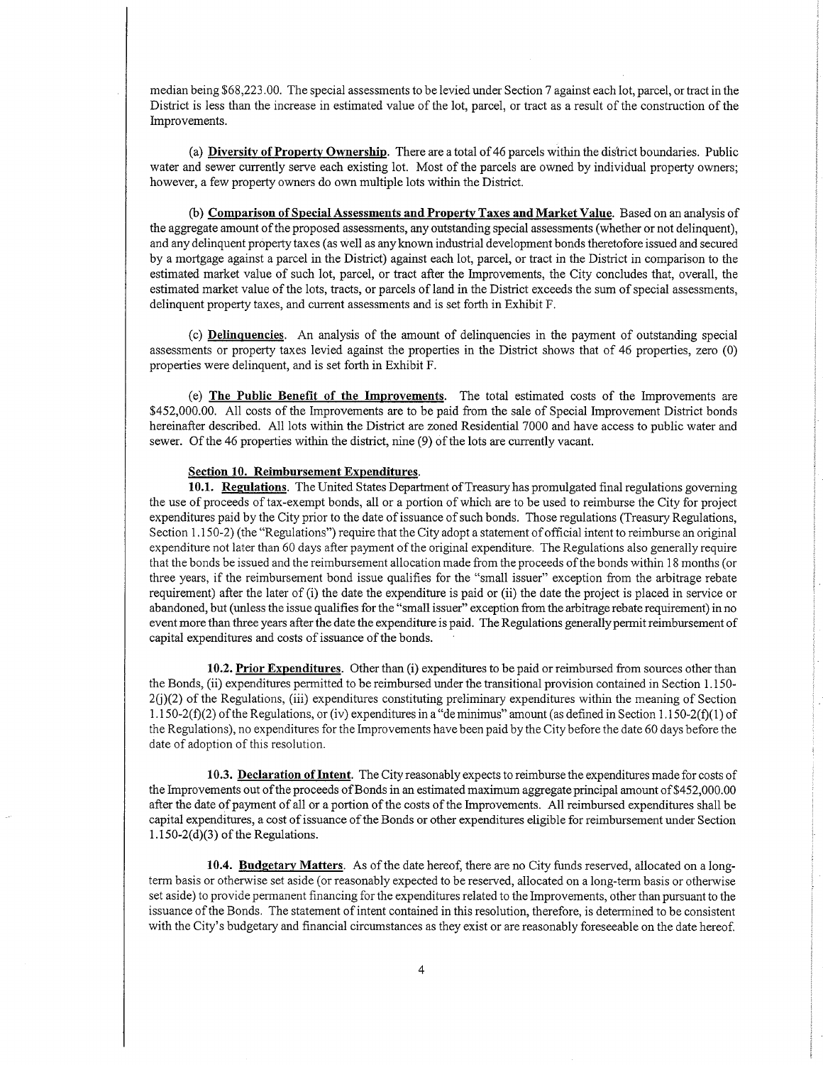median being $68,223.00. The special assessments to be levied under Section 7 against each lot, parcel, or tract in the District is less than the increase in estimated value of the lot, parcel, or tract as a result of the construction of the Improvements.

(a) **Diversity of Property Ownership**. There are a total of 46 parcels within the district boundaries. Public water and sewer currently serve each existing lot. Most of the parcels are owned by individual property owners; however, a few property owners do own multiple lots within the District.

(b) **Comparison of Special Assessments and Property Taxes and Market Value**. Based on an analysis of the aggregate amount of the proposed assessments, any outstanding special assessments (whether or not delinquent), and any delinquent property taxes (as well as any known industrial development bonds theretofore issued and secured by a mortgage against a parcel in the District) against each lot, parcel, or tract in the District in comparison to the estimated market value of such lot, parcel, or tract after the Improvements, the City concludes that, overall, the estimated market value of the lots, tracts, or parcels of land in the District exceeds the sum of special assessments, delinquent property taxes, and current assessments and is set forth in Exhibit F.

(c) **Delinquencies**. An analysis of the amount of delinquencies in the payment of outstanding special assessments or property taxes levied against the properties in the District shows that of 46 properties, zero (0) properties were delinquent, and is set forth in Exhibit F.

(e) **The Public Benefit of the Improvements**. The total estimated costs of the Improvements are $452,000.00. All costs of the Improvements are to be paid from the sale of Special Improvement District bonds hereinafter described. All lots within the District are zoned Residential 7000 and have access to public water and sewer. Of the 46 properties within the district, nine (9) of the lots are currently vacant.

**Section 10. Reimbursement Expenditures.**

**10.1. Regulations**. The United States Department of Treasury has promulgated final regulations governing the use of proceeds of tax-exempt bonds, all or a portion of which are to be used to reimburse the City for project expenditures paid by the City prior to the date of issuance of such bonds. Those regulations (Treasury Regulations, Section 1.150-2) (the "Regulations") require that the City adopt a statement of official intent to reimburse an original expenditure not later than 60 days after payment of the original expenditure. The Regulations also generally require that the bonds be issued and the reimbursement allocation made from the proceeds of the bonds within 18 months (or three years, if the reimbursement bond issue qualifies for the "small issuer" exception from the arbitrage rebate requirement) after the later of (i) the date the expenditure is paid or (ii) the date the project is placed in service or abandoned, but (unless the issue qualifies for the "small issuer" exception from the arbitrage rebate requirement) in no event more than three years after the date the expenditure is paid. The Regulations generally permit reimbursement of capital expenditures and costs of issuance of the bonds.

**10.2. Prior Expenditures**. Other than (i) expenditures to be paid or reimbursed from sources other than the Bonds, (ii) expenditures permitted to be reimbursed under the transitional provision contained in Section 1.150-2(j)(2) of the Regulations, (iii) expenditures constituting preliminary expenditures within the meaning of Section 1.150-2(f)(2) of the Regulations, or (iv) expenditures in a "de minimus" amount (as defined in Section 1.150-2(f)(1) of the Regulations), no expenditures for the Improvements have been paid by the City before the date 60 days before the date of adoption of this resolution.

**10.3. Declaration of Intent**. The City reasonably expects to reimburse the expenditures made for costs of the Improvements out of the proceeds of Bonds in an estimated maximum aggregate principal amount of $452,000.00 after the date of payment of all or a portion of the costs of the Improvements. All reimbursed expenditures shall be capital expenditures, a cost of issuance of the Bonds or other expenditures eligible for reimbursement under Section 1.150-2(d)(3) of the Regulations.

**10.4. Budgetary Matters**. As of the date hereof, there are no City funds reserved, allocated on a long-term basis or otherwise set aside (or reasonably expected to be reserved, allocated on a long-term basis or otherwise set aside) to provide permanent financing for the expenditures related to the Improvements, other than pursuant to the issuance of the Bonds. The statement of intent contained in this resolution, therefore, is determined to be consistent with the City's budgetary and financial circumstances as they exist or are reasonably foreseeable on the date hereof.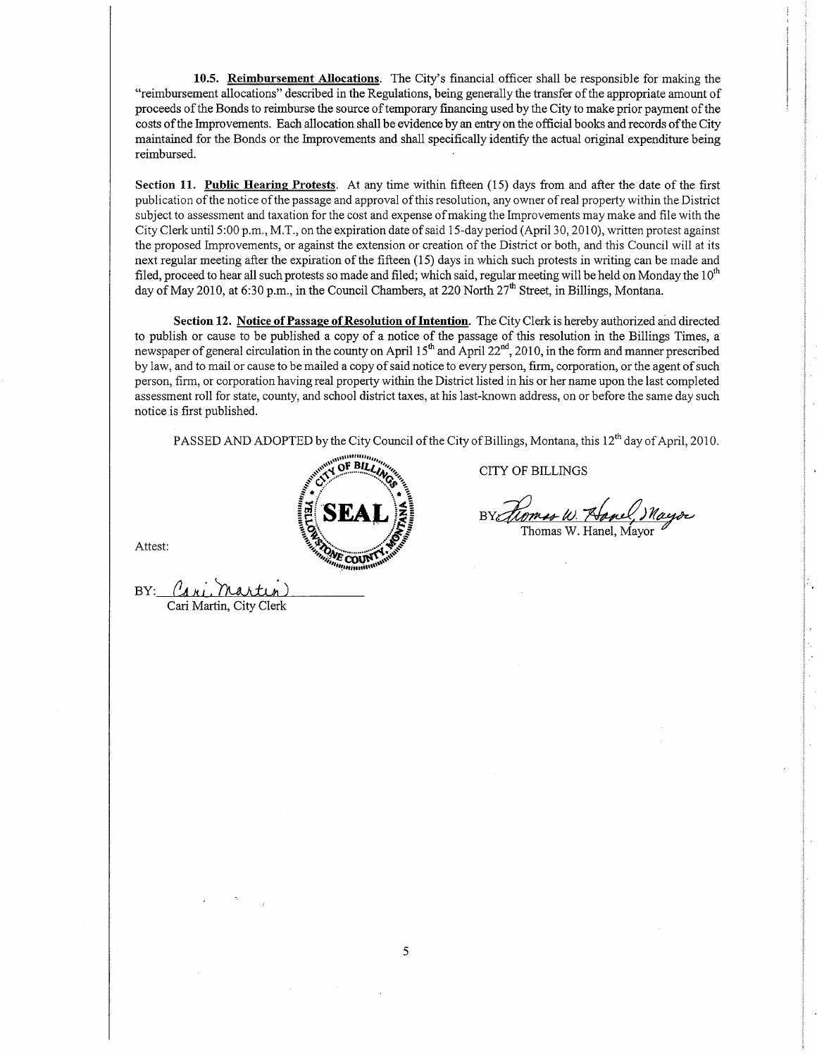**10.5. Reimbursement Allocations**. The City's financial officer shall be responsible for making the "reimbursement allocations" described in the Regulations, being generally the transfer of the appropriate amount of proceeds of the Bonds to reimburse the source of temporary financing used by the City to make prior payment of the costs of the Improvements. Each allocation shall be evidence by an entry on the official books and records of the City maintained for the Bonds or the Improvements and shall specifically identify the actual original expenditure being reimbursed.

**Section 11. Public Hearing Protests**. At any time within fifteen (15) days from and after the date of the first publication of the notice of the passage and approval of this resolution, any owner of real property within the District subject to assessment and taxation for the cost and expense of making the Improvements may make and file with the City Clerk until 5:00 p.m., M.T., on the expiration date of said 15-day period (April 30, 2010), written protest against the proposed Improvements, or against the extension or creation of the District or both, and this Council will at its next regular meeting after the expiration of the fifteen (15) days in which such protests in writing can be made and filed, proceed to hear all such protests so made and filed; which said, regular meeting will be held on Monday the 10th day of May 2010, at 6:30 p.m., in the Council Chambers, at 220 North 27th Street, in Billings, Montana.

**Section 12. Notice of Passage of Resolution of Intention**. The City Clerk is hereby authorized and directed to publish or cause to be published a copy of a notice of the passage of this resolution in the Billings Times, a newspaper of general circulation in the county on April 15th and April 22nd, 2010, in the form and manner prescribed by law, and to mail or cause to be mailed a copy of said notice to every person, firm, corporation, or the agent of such person, firm, or corporation having real property within the District listed in his or her name upon the last completed assessment roll for state, county, and school district taxes, at his last-known address, on or before the same day such notice is first published.

PASSED AND ADOPTED by the City Council of the City of Billings, Montana, this 12th day of April, 2010.

CITY OF BILLINGS

BY: Thomas W. Hanel, Mayor
Thomas W. Hanel, Mayor

Attest:

BY: Cari Martin
Cari Martin, City Clerk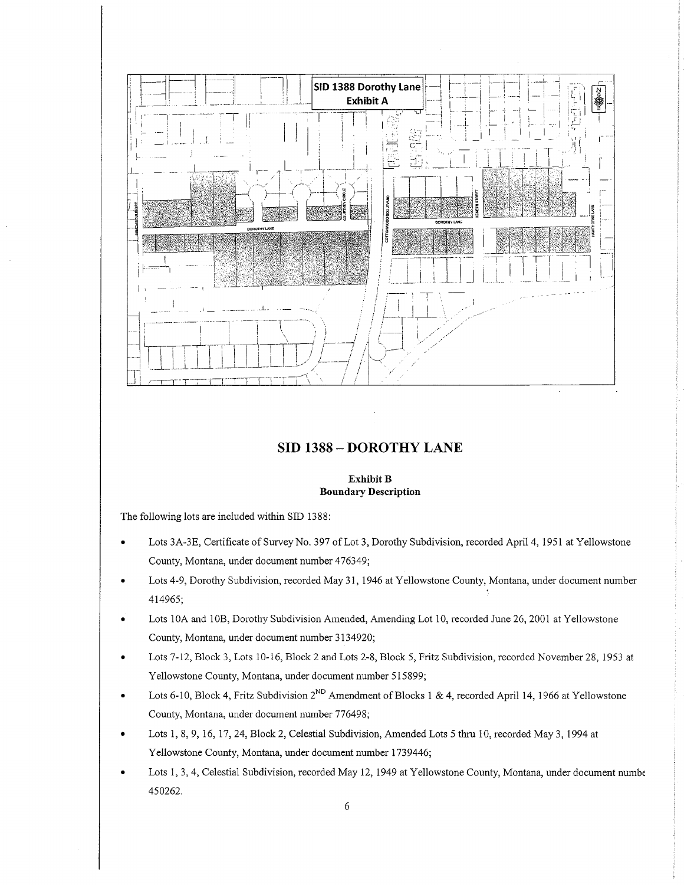SID 1388 Dorothy Lane
Exhibit A

## SID 1388 – DOROTHY LANE

### Exhibit B
### Boundary Description

The following lots are included within SID 1388:

- Lots 3A-3E, Certificate of Survey No. 397 of Lot 3, Dorothy Subdivision, recorded April 4, 1951 at Yellowstone County, Montana, under document number 476349;
- Lots 4-9, Dorothy Subdivision, recorded May 31, 1946 at Yellowstone County, Montana, under document number 414965;
- Lots 10A and 10B, Dorothy Subdivision Amended, Amending Lot 10, recorded June 26, 2001 at Yellowstone County, Montana, under document number 3134920;
- Lots 7-12, Block 3, Lots 10-16, Block 2 and Lots 2-8, Block 5, Fritz Subdivision, recorded November 28, 1953 at Yellowstone County, Montana, under document number 515899;
- Lots 6-10, Block 4, Fritz Subdivision 2ND Amendment of Blocks 1 & 4, recorded April 14, 1966 at Yellowstone County, Montana, under document number 776498;
- Lots 1, 8, 9, 16, 17, 24, Block 2, Celestial Subdivision, Amended Lots 5 thru 10, recorded May 3, 1994 at Yellowstone County, Montana, under document number 1739446;
- Lots 1, 3, 4, Celestial Subdivision, recorded May 12, 1949 at Yellowstone County, Montana, under document numbe 450262.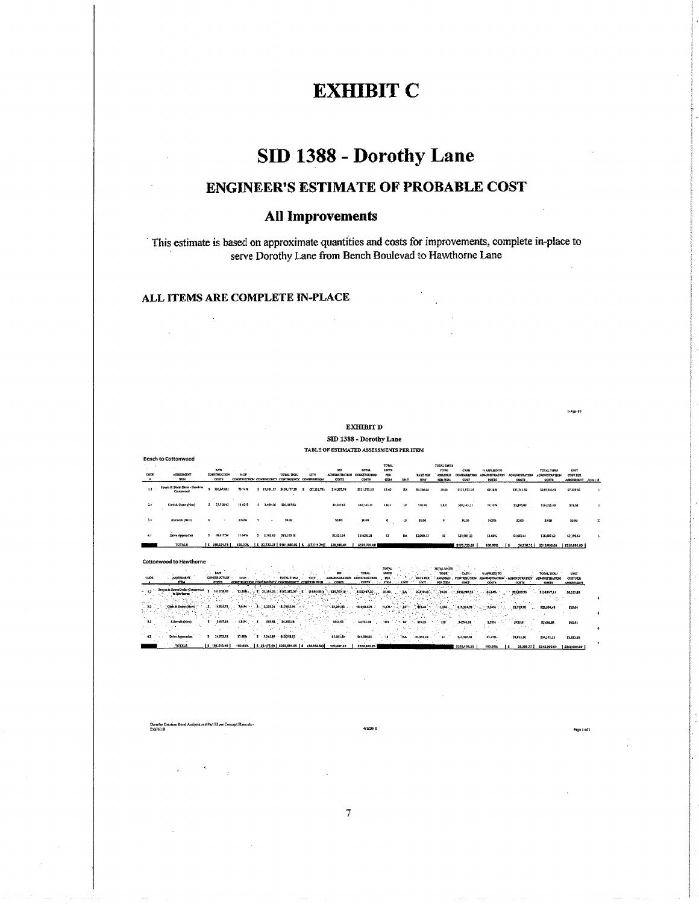# EXHIBIT C

# SID 1388 - Dorothy Lane

## ENGINEER'S ESTIMATE OF PROBABLE COST

### All Improvements

This estimate is based on approximate quantities and costs for improvements, complete in-place to serve Dorothy Lane from Bench Boulevad to Hawthorne Lane

**ALL ITEMS ARE COMPLETE IN-PLACE**

1-Apr-10

**EXHIBIT D**

**SID 1388 - Dorothy Lane**

**TABLE OF ESTIMATED ASSESSMENTS PER ITEM**

**Bench to Cottonwood**

| CODE # | ASSESSMENT ITEM | RAW CONSTRUCTION COSTS | % OF CONSTRUCTION | CONTINGENCY | TOTAL THRU CONTINGENCY | CITY CONTRIBUTION | SID ADMINISTRATION COSTS | TOTAL CONSTRUCTION COSTS | TOTAL UNITS PER ITEM | UNIT | RATE PER UNIT | TOTAL UNITS TO BE ASSESSED PER ITEM | CASH CONTRIBUTION COST | % APPLIED TO ADMINISTRATION COSTS | ADMINISTRATION COSTS | TOTAL THRU ADMINISTRATION COSTS | UNIT COST PER ASSESSMENT | Assmt # |
|---|---|---|---|---|---|---|---|---|---|---|---|---|---|---|---|---|---|---|
| 1.1 | Streets & Storm Drain - Bench to Cottonwood | $ 110,675.81 | 73.74% | $ 17,501.37 | $128,177.20 | $ (21,111.79) | $14,507.74 | $121,573.15 | 19.40 | EA | $6,266.66 | 19.40 | $121,573.15 | 69.18% | $21,713.82 | $143,286.96 | $7,385.92 | 1 |
| 2.1 | Curb & Gutter (New) | $ 23,328.42 | 14.62% | $ 3,499.26 | $26,827.68 | | $3,347.63 | $30,145.31 | 1,831 | LF | $16.46 | 1,831 | $30,145.31 | 17.15% | $5,850.09 | $35,995.40 | $19.61 | 2 |
| 3.1 | Sidewalk (New) | $ - | 0.00% | $ - | $0.00 | | $0.00 | $0.00 | 0 | LF | $0.00 | 0 | $0.00 | 0.00% | $0.00 | $0.00 | $0.00 | X |
| 4.1 | Drive Approaches | $ 18,417.54 | 11.64% | $ 2,762.63 | $21,180.18 | | $2,825.04 | $24,005.21 | 12 | EA | $2,000.43 | 12 | $24,005.21 | 13.66% | $4,682.41 | $28,687.62 | $2,390.64 | 3 |
| | TOTALS | $ 152,221.77 | 100.00% | $ 23,763.27 | $181,985.06 | $ (27,511.79) | $20,680.41 | $175,723.68 | | | | | $175,723.68 | 100.00% | $ 34,276.32 | $210,000.00 | $210,000.00 | |

**Cottonwood to Hawthorne**

| CODE # | ASSESSMENT ITEM | RAW CONSTRUCTION COSTS | % OF CONSTRUCTION | CONTINGENCY | TOTAL THRU CONTINGENCY | CITY CONTRIBUTION | SID ADMINISTRATION COSTS | TOTAL CONSTRUCTION COSTS | TOTAL UNITS PER ITEM | UNIT | RATE PER UNIT | TOTAL UNITS TO BE ASSESSED PER ITEM | CASH CONTRIBUTION COST | % APPLIED TO ADMINISTRATION COSTS | ADMINISTRATION COSTS | TOTAL THRU ADMINISTRATION COSTS | UNIT COST PER ASSESSMENT | Assmt # |
|---|---|---|---|---|---|---|---|---|---|---|---|---|---|---|---|---|---|---|
| 1.2 | Streets & Storm Drain - Cottonwood to Hawthorne | $ 141,028.00 | 72.50% | $ 21,154.20 | $162,182.20 | $ (44,954.84) | $15,799.18 | $133,107.55 | 25.00 | EA | $5,319.45 | 25.00 | $133,107.55 | 65.84% | $25,839.76 | $158,947.31 | $6,357.88 | 4 |
| 2.2 | Curb & Gutter (New) | $ 14,854.74 | 7.64% | $ 2,228.21 | $17,082.95 | | $2,291.83 | $19,374.78 | 1,176 | LF | $16.44 | 1,176 | $19,374.78 | 9.58% | $3,719.70 | $23,094.48 | $19.64 | 5 |
| 3.2 | Sidewalk (New) | $ 3,657.89 | 1.88% | $ 548.68 | $4,206.58 | | $554.50 | $4,761.08 | 119 | LF | $34.25 | 119 | $4,761.08 | 2.35% | $925.81 | $5,686.89 | $40.91 | 6 |
| 4.2 | Drive Approaches | $ 34,972.63 | 17.98% | $ 5,245.89 | $40,218.52 | | $5,301.50 | $45,520.02 | 14 | EA | $3,251.43 | 14 | $45,520.02 | 22.47% | $8,851.50 | $54,371.52 | $3,883.68 | 7 |
| | TOTALS | $ 194,513.26 | 100.00% | $ 29,177.00 | $223,690.25 | $ (44,954.84) | $23,947.01 | $202,683.23 | | | | | $202,683.23 | 100.00% | $ 39,336.77 | $242,000.00 | $242,000.00 | |

Dorothy Creation Bond Analysis and Part III per Concept Plan.xls - Exhibit D

4/1/2010

Page 1 of 1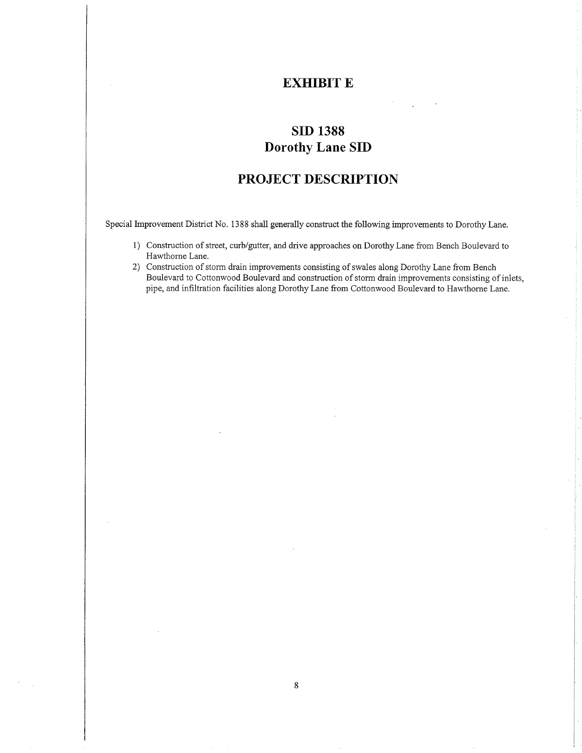# EXHIBIT E

# SID 1388
# Dorothy Lane SID

# PROJECT DESCRIPTION

Special Improvement District No. 1388 shall generally construct the following improvements to Dorothy Lane.

1) Construction of street, curb/gutter, and drive approaches on Dorothy Lane from Bench Boulevard to Hawthorne Lane.
2) Construction of storm drain improvements consisting of swales along Dorothy Lane from Bench Boulevard to Cottonwood Boulevard and construction of storm drain improvements consisting of inlets, pipe, and infiltration facilities along Dorothy Lane from Cottonwood Boulevard to Hawthorne Lane.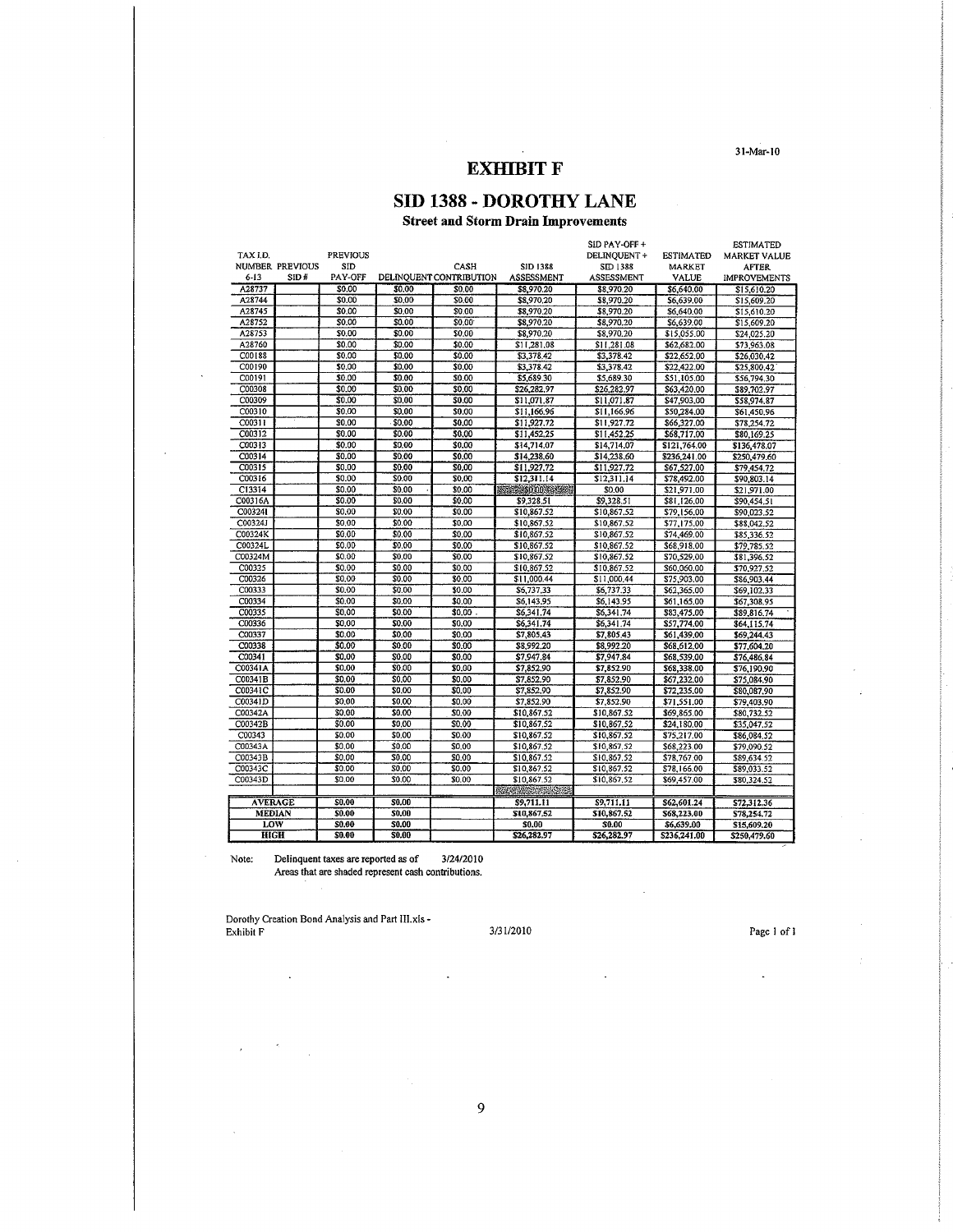31-Mar-10

# EXHIBIT F

## SID 1388 - DOROTHY LANE

### Street and Storm Drain Improvements

| TAX I.D. NUMBER 6-13 | PREVIOUS SID # | PREVIOUS SID PAY-OFF | DELINQUENT | CASH CONTRIBUTION | SID 1388 ASSESSMENT | SID PAY-OFF + DELINQUENT + SID 1388 ASSESSMENT | ESTIMATED MARKET VALUE | ESTIMATED MARKET VALUE AFTER IMPROVEMENTS |
|---|---|---|---|---|---|---|---|---|
| A28737 | | $0.00 | $0.00 | $0.00 | $8,970.20 | $8,970.20 | $6,640.00 | $15,610.20 |
| A28744 | | $0.00 | $0.00 | $0.00 | $8,970.20 | $8,970.20 | $6,639.00 | $15,609.20 |
| A28745 | | $0.00 | $0.00 | $0.00 | $8,970.20 | $8,970.20 | $6,640.00 | $15,610.20 |
| A28752 | | $0.00 | $0.00 | $0.00 | $8,970.20 | $8,970.20 | $6,639.00 | $15,609.20 |
| A28753 | | $0.00 | $0.00 | $0.00 | $8,970.20 | $8,970.20 | $15,055.00 | $24,025.20 |
| A28760 | | $0.00 | $0.00 | $0.00 | $11,281.08 | $11,281.08 | $62,682.00 | $73,963.08 |
| C00188 | | $0.00 | $0.00 | $0.00 | $3,378.42 | $3,378.42 | $22,652.00 | $26,030.42 |
| C00190 | | $0.00 | $0.00 | $0.00 | $3,378.42 | $3,378.42 | $22,422.00 | $25,800.42 |
| C00191 | | $0.00 | $0.00 | $0.00 | $5,689.30 | $5,689.30 | $51,105.00 | $56,794.30 |
| C00308 | | $0.00 | $0.00 | $0.00 | $26,282.97 | $26,282.97 | $63,420.00 | $89,702.97 |
| C00309 | | $0.00 | $0.00 | $0.00 | $11,071.87 | $11,071.87 | $47,903.00 | $58,974.87 |
| C00310 | | $0.00 | $0.00 | $0.00 | $11,166.96 | $11,166.96 | $50,284.00 | $61,450.96 |
| C00311 | | $0.00 | $0.00 | $0.00 | $11,927.72 | $11,927.72 | $66,327.00 | $78,254.72 |
| C00312 | | $0.00 | $0.00 | $0.00 | $11,452.25 | $11,452.25 | $68,717.00 | $80,169.25 |
| C00313 | | $0.00 | $0.00 | $0.00 | $14,714.07 | $14,714.07 | $121,764.00 | $136,478.07 |
| C00314 | | $0.00 | $0.00 | $0.00 | $14,238.60 | $14,238.60 | $236,241.00 | $250,479.60 |
| C00315 | | $0.00 | $0.00 | $0.00 | $11,927.72 | $11,927.72 | $67,527.00 | $79,454.72 |
| C00316 | | $0.00 | $0.00 | $0.00 | $12,311.14 | $12,311.14 | $78,492.00 | $90,803.14 |
| C13314 | | $0.00 | $0.00 | $0.00 | $0.00 | $0.00 | $21,971.00 | $21,971.00 |
| C00316A | | $0.00 | $0.00 | $0.00 | $9,328.51 | $9,328.51 | $81,126.00 | $90,454.51 |
| C00324I | | $0.00 | $0.00 | $0.00 | $10,867.52 | $10,867.52 | $79,156.00 | $90,023.52 |
| C00324J | | $0.00 | $0.00 | $0.00 | $10,867.52 | $10,867.52 | $77,175.00 | $88,042.52 |
| C00324K | | $0.00 | $0.00 | $0.00 | $10,867.52 | $10,867.52 | $74,469.00 | $85,336.52 |
| C00324L | | $0.00 | $0.00 | $0.00 | $10,867.52 | $10,867.52 | $68,918.00 | $79,785.52 |
| C00324M | | $0.00 | $0.00 | $0.00 | $10,867.52 | $10,867.52 | $70,529.00 | $81,396.52 |
| C00325 | | $0.00 | $0.00 | $0.00 | $10,867.52 | $10,867.52 | $60,060.00 | $70,927.52 |
| C00326 | | $0.00 | $0.00 | $0.00 | $11,000.44 | $11,000.44 | $75,903.00 | $86,903.44 |
| C00333 | | $0.00 | $0.00 | $0.00 | $6,737.33 | $6,737.33 | $62,365.00 | $69,102.33 |
| C00334 | | $0.00 | $0.00 | $0.00 | $6,143.95 | $6,143.95 | $61,165.00 | $67,308.95 |
| C00335 | | $0.00 | $0.00 | $0.00 | $6,341.74 | $6,341.74 | $83,475.00 | $89,816.74 |
| C00336 | | $0.00 | $0.00 | $0.00 | $6,341.74 | $6,341.74 | $57,774.00 | $64,115.74 |
| C00337 | | $0.00 | $0.00 | $0.00 | $7,805.43 | $7,805.43 | $61,439.00 | $69,244.43 |
| C00338 | | $0.00 | $0.00 | $0.00 | $8,992.20 | $8,992.20 | $68,612.00 | $77,604.20 |
| C00341 | | $0.00 | $0.00 | $0.00 | $7,947.84 | $7,947.84 | $68,539.00 | $76,486.84 |
| C00341A | | $0.00 | $0.00 | $0.00 | $7,852.90 | $7,852.90 | $68,338.00 | $76,190.90 |
| C00341B | | $0.00 | $0.00 | $0.00 | $7,852.90 | $7,852.90 | $67,232.00 | $75,084.90 |
| C00341C | | $0.00 | $0.00 | $0.00 | $7,852.90 | $7,852.90 | $72,235.00 | $80,087.90 |
| C00341D | | $0.00 | $0.00 | $0.00 | $7,852.90 | $7,852.90 | $71,551.00 | $79,403.90 |
| C00342A | | $0.00 | $0.00 | $0.00 | $10,867.52 | $10,867.52 | $69,865.00 | $80,732.52 |
| C00342B | | $0.00 | $0.00 | $0.00 | $10,867.52 | $10,867.52 | $24,180.00 | $35,047.52 |
| C00343 | | $0.00 | $0.00 | $0.00 | $10,867.52 | $10,867.52 | $75,217.00 | $86,084.52 |
| C00343A | | $0.00 | $0.00 | $0.00 | $10,867.52 | $10,867.52 | $68,223.00 | $79,090.52 |
| C00343B | | $0.00 | $0.00 | $0.00 | $10,867.52 | $10,867.52 | $78,767.00 | $89,634.52 |
| C00343C | | $0.00 | $0.00 | $0.00 | $10,867.52 | $10,867.52 | $78,166.00 | $89,033.52 |
| C00343D | | $0.00 | $0.00 | $0.00 | $10,867.52 | $10,867.52 | $69,457.00 | $80,324.52 |
| | | | | | | | | |
| **AVERAGE** | | **$0.00** | **$0.00** | | **$9,711.11** | **$9,711.11** | **$62,601.24** | **$72,312.36** |
| **MEDIAN** | | **$0.00** | **$0.00** | | **$10,867.52** | **$10,867.52** | **$68,223.00** | **$78,254.72** |
| **LOW** | | **$0.00** | **$0.00** | | **$0.00** | **$0.00** | **$6,639.00** | **$15,609.20** |
| **HIGH** | | **$0.00** | **$0.00** | | **$26,282.97** | **$26,282.97** | **$236,241.00** | **$250,479.60** |

Note: Delinquent taxes are reported as of 3/24/2010
Areas that are shaded represent cash contributions.

Dorothy Creation Bond Analysis and Part III.xls - Exhibit F

3/31/2010

Page 1 of 1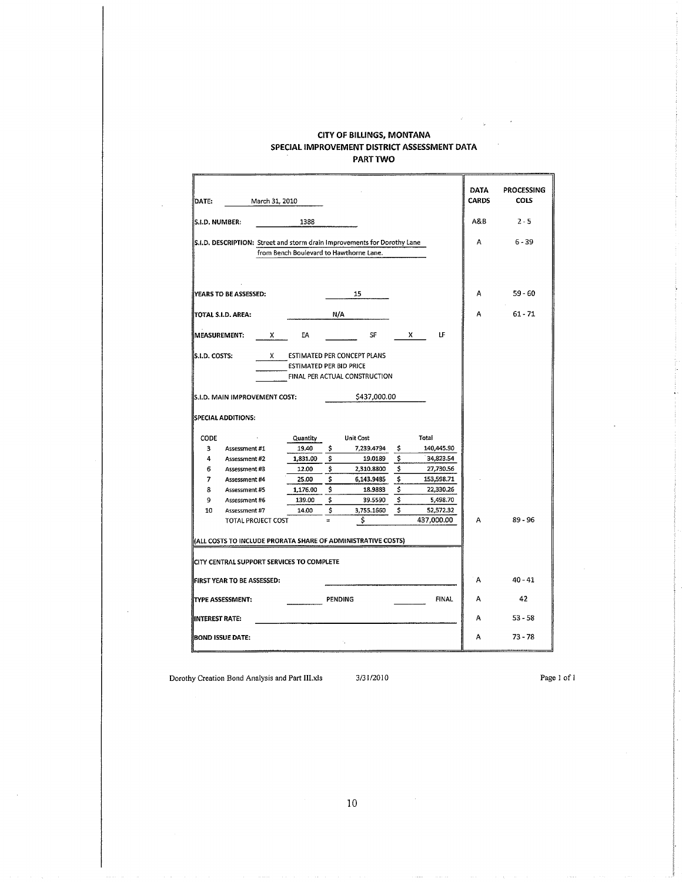# CITY OF BILLINGS, MONTANA
## SPECIAL IMPROVEMENT DISTRICT ASSESSMENT DATA
## PART TWO

| | DATA CARDS | PROCESSING COLS |
|---|---|---|
| **DATE:** March 31, 2010 | | |
| **S.I.D. NUMBER:** 1388 | A&B | 2 - 5 |
| **S.I.D. DESCRIPTION:** Street and storm drain Improvements for Dorothy Lane from Bench Boulevard to Hawthorne Lane. | A | 6 - 39 |
| **YEARS TO BE ASSESSED:** 15 | A | 59 - 60 |
| **TOTAL S.I.D. AREA:** N/A | A | 61 - 71 |
| **MEASUREMENT:** X EA ____ SF X LF | | |
| **S.I.D. COSTS:** X ESTIMATED PER CONCEPT PLANS; ____ ESTIMATED PER BID PRICE; ____ FINAL PER ACTUAL CONSTRUCTION | | |
| **S.I.D. MAIN IMPROVEMENT COST:** $437,000.00 | | |

**SPECIAL ADDITIONS:**

| CODE | | Quantity | Unit Cost | Total |
|---|---|---|---|---|
| 3 | Assessment #1 | 19.40 | $ 7,239.4794 | $ 140,445.90 |
| 4 | Assessment #2 | 1,831.00 | $ 19.0189 | $ 34,823.54 |
| 6 | Assessment #3 | 12.00 | $ 2,310.8800 | $ 27,730.56 |
| 7 | Assessment #4 | 25.00 | $ 6,143.9485 | $ 153,598.71 |
| 8 | Assessment #5 | 1,176.00 | $ 18.9883 | $ 22,330.26 |
| 9 | Assessment #6 | 139.00 | $ 39.5590 | $ 5,498.70 |
| 10 | Assessment #7 | 14.00 | $ 3,755.1660 | $ 52,572.32 |
| | TOTAL PROJECT COST | = | $ | 437,000.00 |

TOTAL PROJECT COST — DATA CARDS: A; PROCESSING COLS: 89 - 96

**(ALL COSTS TO INCLUDE PRORATA SHARE OF ADMINISTRATIVE COSTS)**

**CITY CENTRAL SUPPORT SERVICES TO COMPLETE**

| | DATA CARDS | PROCESSING COLS |
|---|---|---|
| **FIRST YEAR TO BE ASSESSED:** ________ | A | 40 - 41 |
| **TYPE ASSESSMENT:** ____ PENDING ____ FINAL | A | 42 |
| **INTEREST RATE:** ________ | A | 53 - 58 |
| **BOND ISSUE DATE:** ________ | A | 73 - 78 |

Dorothy Creation Bond Analysis and Part III.xls 3/31/2010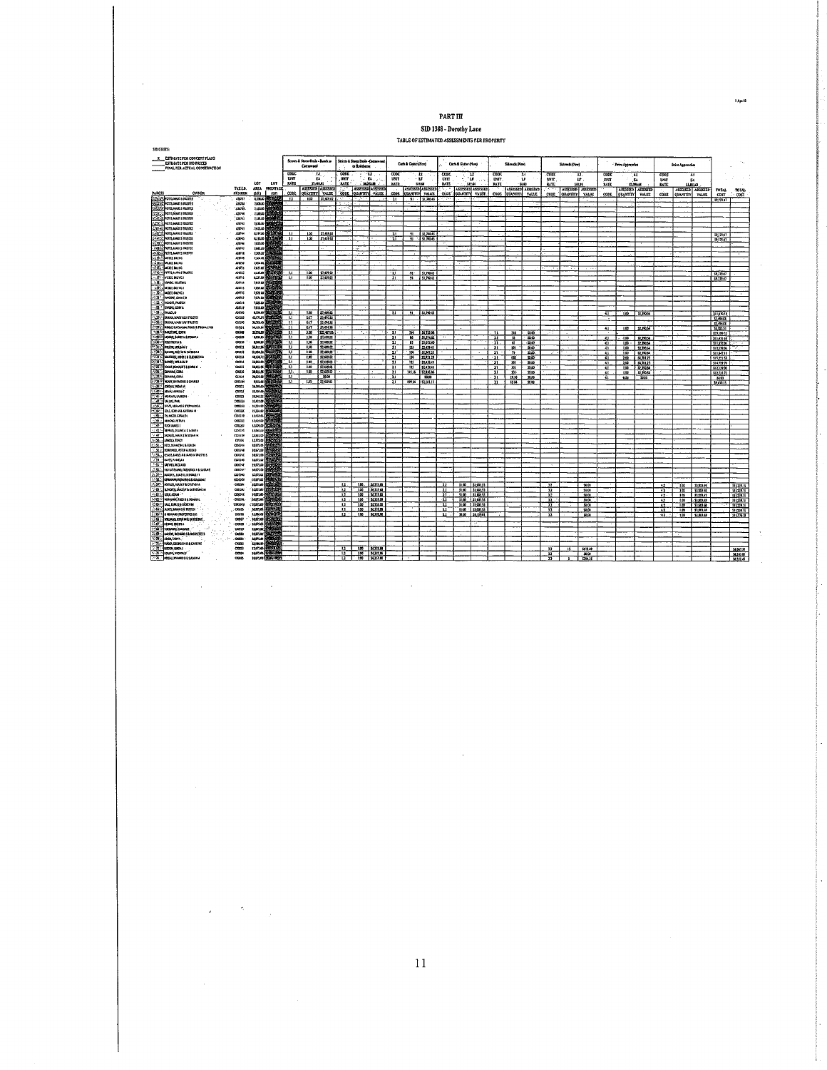# PART III

## SID 1388 - Dorothy Lane

### TABLE OF ESTIMATED ASSESSMENTS PER PROPERTY

SID COSTS:

X ESTIMATE PER CONCEPT PLANS
\_\_\_ ESTIMATE PER SID PRICES
\_\_\_ FINAL PER ACTUAL CONSTRUCTION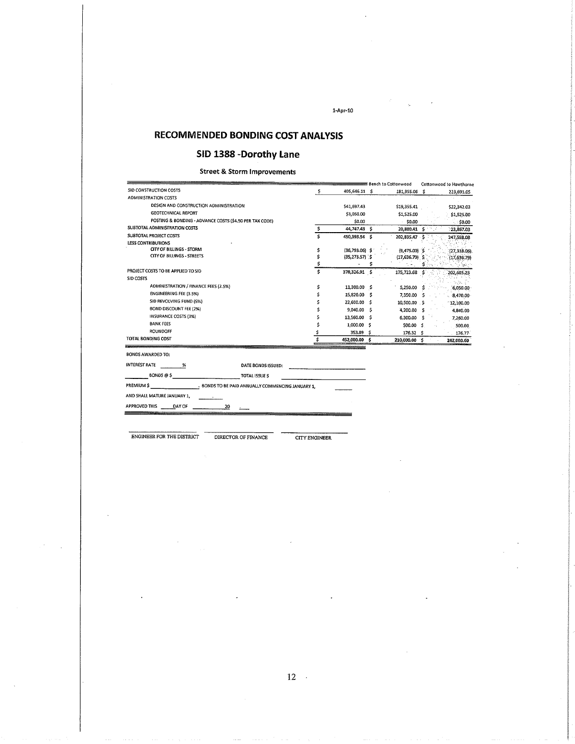1-Apr-10

# RECOMMENDED BONDING COST ANALYSIS

## SID 1388 -Dorothy Lane

### Street & Storm Improvements

| | | Bench to Cottonwood | Cottonwood to Hawthorne |
|---|---|---|---|
| SID CONSTRUCTION COSTS | $ 405,646.11 | $ 181,955.06 | $ 223,691.05 |
| ADMINISTRATION COSTS | | | |
| DESIGN AND CONSTRUCTION ADMINISTRATION | $41,697.43 | $19,355.41 | $22,342.03 |
| GEOTECHNICAL REPORT | $3,050.00 | $1,525.00 | $1,525.00 |
| POSTING & BONDING - ADVANCE COSTS ($4.50 PER TAX CODE) | $0.00 | $0.00 | $0.00 |
| SUBTOTAL ADMINISTRATION COSTS | $ 44,747.43 | $ 20,880.41 | $ 23,867.03 |
| SUBTOTAL PROJECT COSTS | $ 450,393.54 | $ 202,835.47 | $ 247,558.08 |
| LESS CONTRIBUTIONS | | | |
| CITY OF BILLINGS - STORM | $ (36,793.06) | $ (9,475.00) | $ (27,318.06) |
| CITY OF BILLINGS - STREETS | $ (35,273.57) | $ (17,636.79) | $ (17,636.79) |
| | $ - | $ - | $ - |
| PROJECT COSTS TO BE APPLIED TO SID | $ 378,326.91 | $ 175,723.68 | $ 202,603.23 |
| SID COSTS | | | |
| ADMINISTRATION / FINANCE FEES (2.5%) | $ 11,300.00 | $ 5,250.00 | $ 6,050.00 |
| ENGINEERING FEE (3.5%) | $ 15,820.00 | $ 7,350.00 | $ 8,470.00 |
| SID REVOLVING FUND (5%) | $ 22,600.00 | $ 10,500.00 | $ 12,100.00 |
| BOND DISCOUNT FEE (2%) | $ 9,040.00 | $ 4,200.00 | $ 4,840.00 |
| INSURANCE COSTS (3%) | $ 13,560.00 | $ 6,300.00 | $ 7,260.00 |
| BANK FEES | $ 1,000.00 | $ 500.00 | $ 500.00 |
| ROUNDOFF | $ 353.09 | $ 176.32 | $ 176.77 |
| TOTAL BONDING COST | $ 452,000.00 | $ 210,000.00 | $ 242,000.00 |

BONDS AWARDED TO:

INTEREST RATE \_\_\_\_\_ % DATE BONDS ISSUED: \_\_\_\_\_\_\_\_\_\_

\_\_\_\_\_ BONDS @ $ \_\_\_\_\_\_\_\_\_\_ TOTAL ISSUE $ \_\_\_\_\_\_\_\_\_\_

PREMIUM $ \_\_\_\_\_\_\_\_\_\_ . BONDS TO BE PAID ANNUALLY COMMENCING JANUARY 1, \_\_\_\_\_

AND SHALL MATURE JANUARY 1, \_\_\_\_\_

APPROVED THIS \_\_\_\_\_ DAY OF \_\_\_\_\_\_\_\_\_\_ 20 \_\_\_\_\_

ENGINEER FOR THE DISTRICT DIRECTOR OF FINANCE CITY ENGINEER